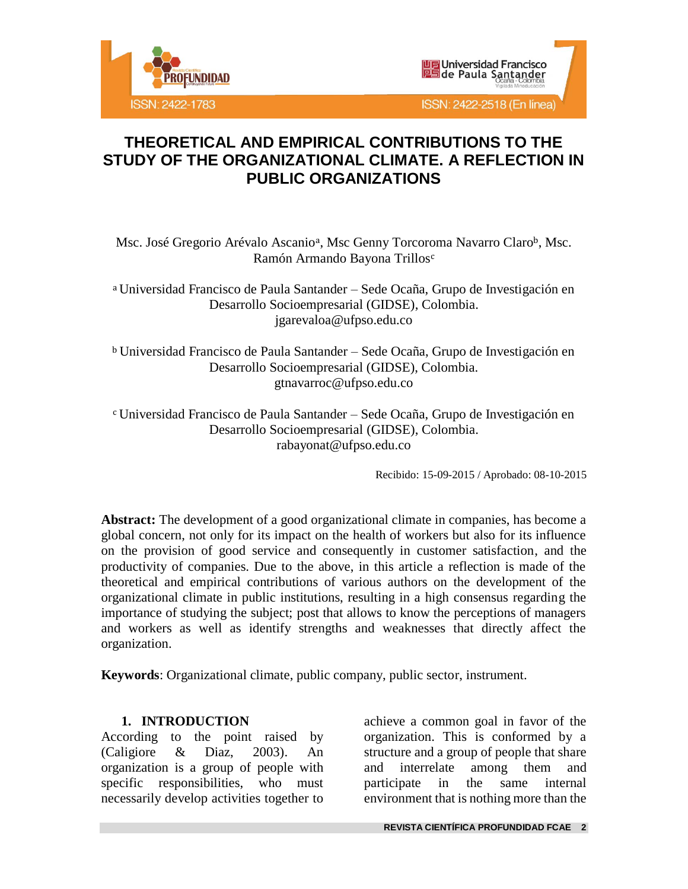# THEORETICAL AND EMPIRICAL CONTRIBUTIONS TO THE STUDY OF THE ORGANIZATIONAL CLIMATE. A REFLECTION IN PUBLIC ORGANIZATIONS

Msc. José Gregorio Arévalo Ascanio[a], Msc Genny Torcoroma Navarro Claro[b], Msc. Ramón Armando Bayona Trillos[c]

[a] Universidad Francisco de Paula Santander – Sede Ocaña, Grupo de Investigación en Desarrollo Socioempresarial (GIDSE), Colombia.
jgarevaloa@ufpso.edu.co

[b] Universidad Francisco de Paula Santander – Sede Ocaña, Grupo de Investigación en Desarrollo Socioempresarial (GIDSE), Colombia.
gtnavarroc@ufpso.edu.co

[c] Universidad Francisco de Paula Santander – Sede Ocaña, Grupo de Investigación en Desarrollo Socioempresarial (GIDSE), Colombia.
rabayonat@ufpso.edu.co

Recibido: 15-09-2015 / Aprobado: 08-10-2015

**Abstract:** The development of a good organizational climate in companies, has become a global concern, not only for its impact on the health of workers but also for its influence on the provision of good service and consequently in customer satisfaction, and the productivity of companies. Due to the above, in this article a reflection is made of the theoretical and empirical contributions of various authors on the development of the organizational climate in public institutions, resulting in a high consensus regarding the importance of studying the subject; post that allows to know the perceptions of managers and workers as well as identify strengths and weaknesses that directly affect the organization.

**Keywords**: Organizational climate, public company, public sector, instrument.

## 1. INTRODUCTION

According to the point raised by (Caligiore & Diaz, 2003). An organization is a group of people with specific responsibilities, who must necessarily develop activities together to achieve a common goal in favor of the organization. This is conformed by a structure and a group of people that share and interrelate among them and participate in the same internal environment that is nothing more than the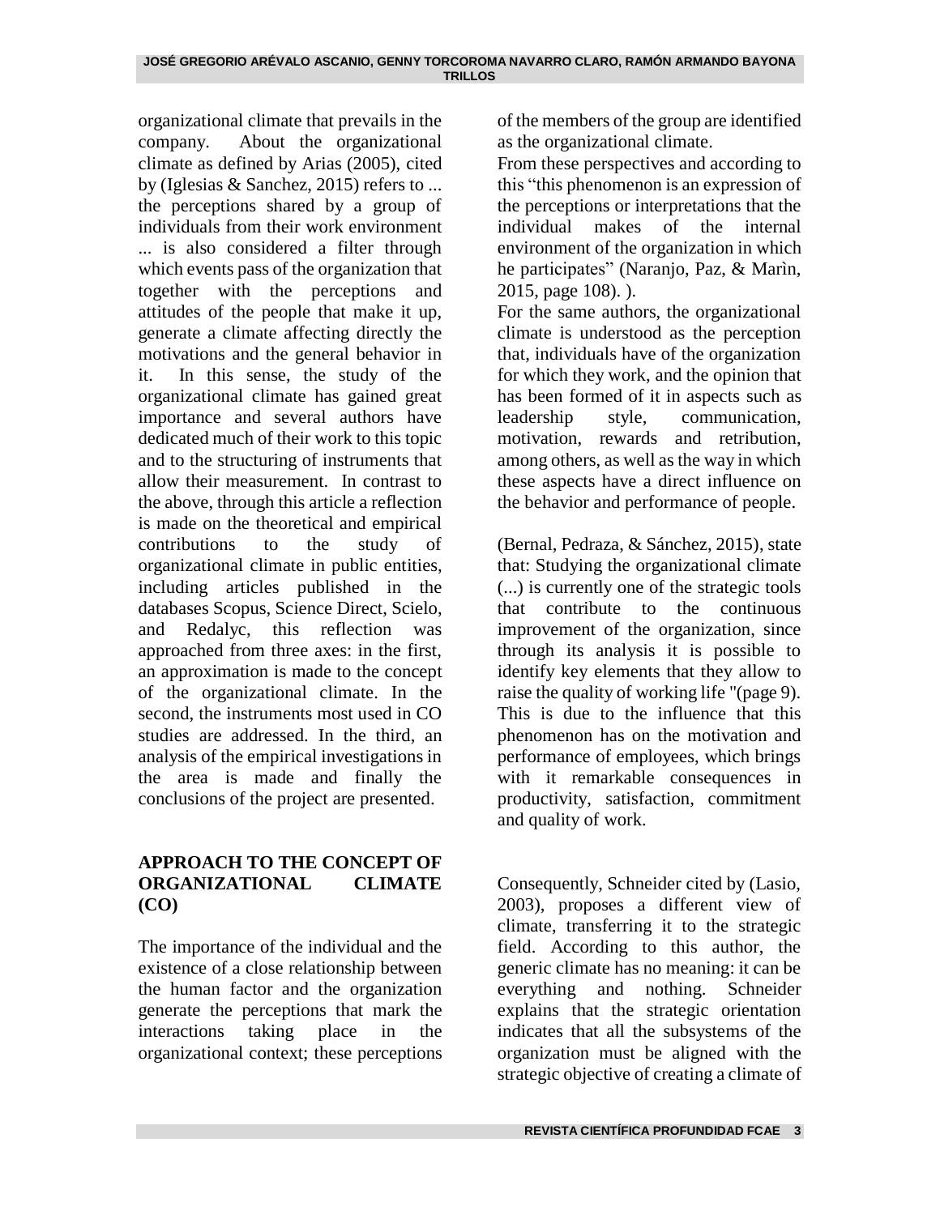organizational climate that prevails in the company. About the organizational climate as defined by Arias (2005), cited by (Iglesias & Sanchez, 2015) refers to ... the perceptions shared by a group of individuals from their work environment ... is also considered a filter through which events pass of the organization that together with the perceptions and attitudes of the people that make it up, generate a climate affecting directly the motivations and the general behavior in it. In this sense, the study of the organizational climate has gained great importance and several authors have dedicated much of their work to this topic and to the structuring of instruments that allow their measurement. In contrast to the above, through this article a reflection is made on the theoretical and empirical contributions to the study of organizational climate in public entities, including articles published in the databases Scopus, Science Direct, Scielo, and Redalyc, this reflection was approached from three axes: in the first, an approximation is made to the concept of the organizational climate. In the second, the instruments most used in CO studies are addressed. In the third, an analysis of the empirical investigations in the area is made and finally the conclusions of the project are presented.

## APPROACH TO THE CONCEPT OF ORGANIZATIONAL CLIMATE (CO)

The importance of the individual and the existence of a close relationship between the human factor and the organization generate the perceptions that mark the interactions taking place in the organizational context; these perceptions of the members of the group are identified as the organizational climate.

From these perspectives and according to this "this phenomenon is an expression of the perceptions or interpretations that the individual makes of the internal environment of the organization in which he participates" (Naranjo, Paz, & Marìn, 2015, page 108). ).

For the same authors, the organizational climate is understood as the perception that, individuals have of the organization for which they work, and the opinion that has been formed of it in aspects such as leadership style, communication, motivation, rewards and retribution, among others, as well as the way in which these aspects have a direct influence on the behavior and performance of people.

(Bernal, Pedraza, & Sánchez, 2015), state that: Studying the organizational climate (...) is currently one of the strategic tools that contribute to the continuous improvement of the organization, since through its analysis it is possible to identify key elements that they allow to raise the quality of working life "(page 9). This is due to the influence that this phenomenon has on the motivation and performance of employees, which brings with it remarkable consequences in productivity, satisfaction, commitment and quality of work.

Consequently, Schneider cited by (Lasio, 2003), proposes a different view of climate, transferring it to the strategic field. According to this author, the generic climate has no meaning: it can be everything and nothing. Schneider explains that the strategic orientation indicates that all the subsystems of the organization must be aligned with the strategic objective of creating a climate of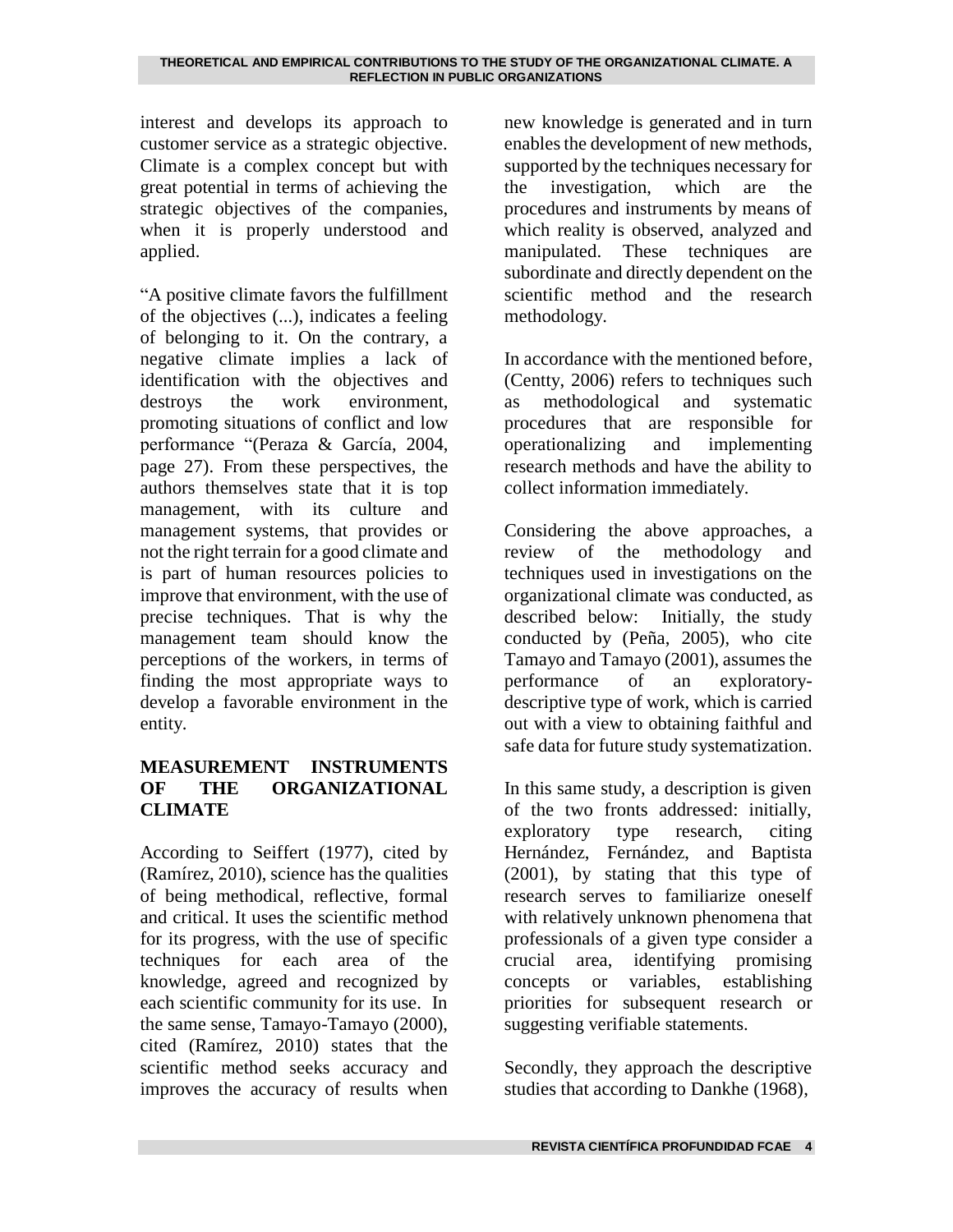interest and develops its approach to customer service as a strategic objective. Climate is a complex concept but with great potential in terms of achieving the strategic objectives of the companies, when it is properly understood and applied.

"A positive climate favors the fulfillment of the objectives (...), indicates a feeling of belonging to it. On the contrary, a negative climate implies a lack of identification with the objectives and destroys the work environment, promoting situations of conflict and low performance "(Peraza & García, 2004, page 27). From these perspectives, the authors themselves state that it is top management, with its culture and management systems, that provides or not the right terrain for a good climate and is part of human resources policies to improve that environment, with the use of precise techniques. That is why the management team should know the perceptions of the workers, in terms of finding the most appropriate ways to develop a favorable environment in the entity.

## MEASUREMENT INSTRUMENTS OF THE ORGANIZATIONAL CLIMATE

According to Seiffert (1977), cited by (Ramírez, 2010), science has the qualities of being methodical, reflective, formal and critical. It uses the scientific method for its progress, with the use of specific techniques for each area of the knowledge, agreed and recognized by each scientific community for its use. In the same sense, Tamayo-Tamayo (2000), cited (Ramírez, 2010) states that the scientific method seeks accuracy and improves the accuracy of results when new knowledge is generated and in turn enables the development of new methods, supported by the techniques necessary for the investigation, which are the procedures and instruments by means of which reality is observed, analyzed and manipulated. These techniques are subordinate and directly dependent on the scientific method and the research methodology.

In accordance with the mentioned before, (Centty, 2006) refers to techniques such as methodological and systematic procedures that are responsible for operationalizing and implementing research methods and have the ability to collect information immediately.

Considering the above approaches, a review of the methodology and techniques used in investigations on the organizational climate was conducted, as described below: Initially, the study conducted by (Peña, 2005), who cite Tamayo and Tamayo (2001), assumes the performance of an exploratory-descriptive type of work, which is carried out with a view to obtaining faithful and safe data for future study systematization.

In this same study, a description is given of the two fronts addressed: initially, exploratory type research, citing Hernández, Fernández, and Baptista (2001), by stating that this type of research serves to familiarize oneself with relatively unknown phenomena that professionals of a given type consider a crucial area, identifying promising concepts or variables, establishing priorities for subsequent research or suggesting verifiable statements.

Secondly, they approach the descriptive studies that according to Dankhe (1968),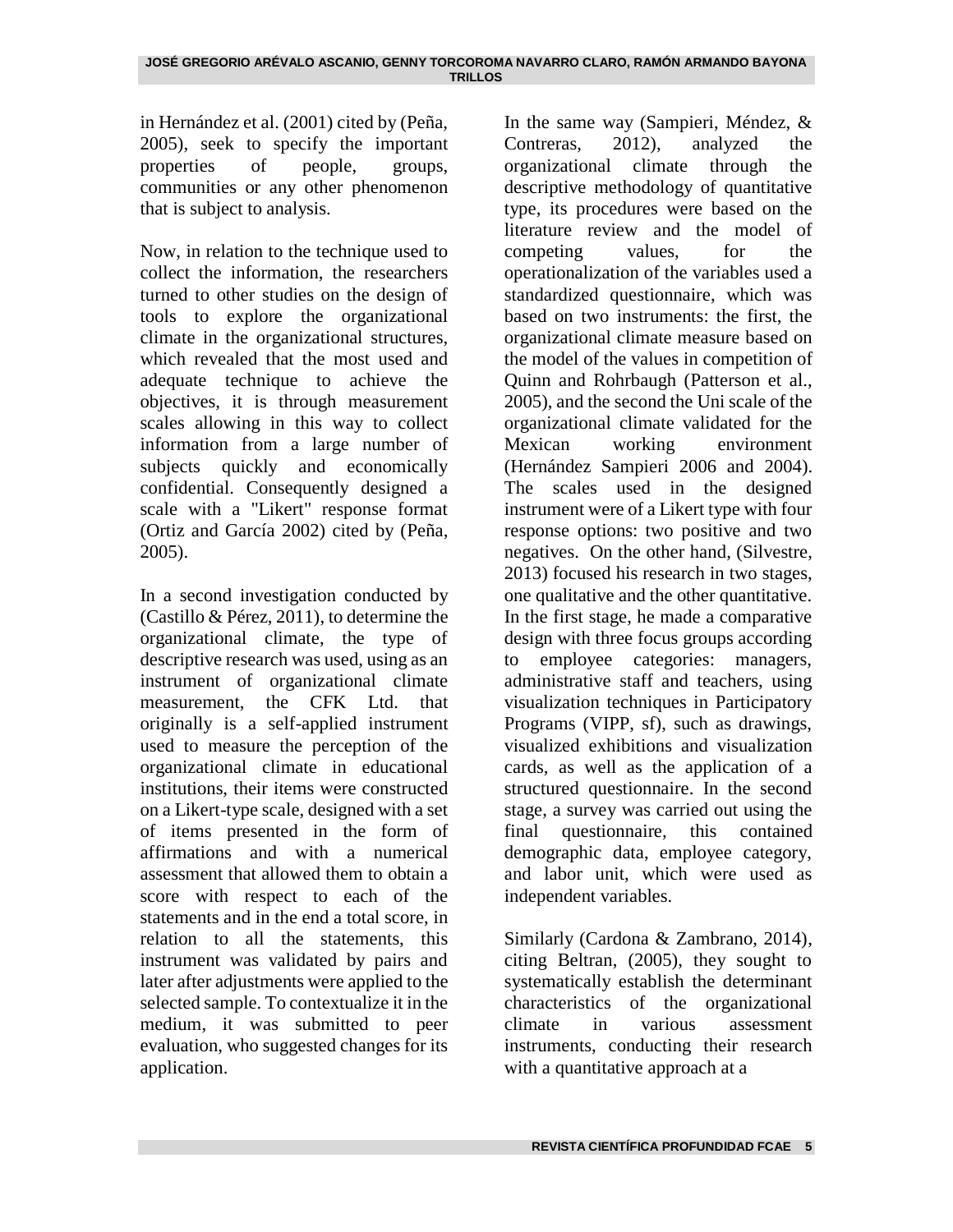in Hernández et al. (2001) cited by (Peña, 2005), seek to specify the important properties of people, groups, communities or any other phenomenon that is subject to analysis.

Now, in relation to the technique used to collect the information, the researchers turned to other studies on the design of tools to explore the organizational climate in the organizational structures, which revealed that the most used and adequate technique to achieve the objectives, it is through measurement scales allowing in this way to collect information from a large number of subjects quickly and economically confidential. Consequently designed a scale with a "Likert" response format (Ortiz and García 2002) cited by (Peña, 2005).

In a second investigation conducted by (Castillo & Pérez, 2011), to determine the organizational climate, the type of descriptive research was used, using as an instrument of organizational climate measurement, the CFK Ltd. that originally is a self-applied instrument used to measure the perception of the organizational climate in educational institutions, their items were constructed on a Likert-type scale, designed with a set of items presented in the form of affirmations and with a numerical assessment that allowed them to obtain a score with respect to each of the statements and in the end a total score, in relation to all the statements, this instrument was validated by pairs and later after adjustments were applied to the selected sample. To contextualize it in the medium, it was submitted to peer evaluation, who suggested changes for its application.

In the same way (Sampieri, Méndez, & Contreras, 2012), analyzed the organizational climate through the descriptive methodology of quantitative type, its procedures were based on the literature review and the model of competing values, for the operationalization of the variables used a standardized questionnaire, which was based on two instruments: the first, the organizational climate measure based on the model of the values in competition of Quinn and Rohrbaugh (Patterson et al., 2005), and the second the Uni scale of the organizational climate validated for the Mexican working environment (Hernández Sampieri 2006 and 2004). The scales used in the designed instrument were of a Likert type with four response options: two positive and two negatives. On the other hand, (Silvestre, 2013) focused his research in two stages, one qualitative and the other quantitative. In the first stage, he made a comparative design with three focus groups according to employee categories: managers, administrative staff and teachers, using visualization techniques in Participatory Programs (VIPP, sf), such as drawings, visualized exhibitions and visualization cards, as well as the application of a structured questionnaire. In the second stage, a survey was carried out using the final questionnaire, this contained demographic data, employee category, and labor unit, which were used as independent variables.

Similarly (Cardona & Zambrano, 2014), citing Beltran, (2005), they sought to systematically establish the determinant characteristics of the organizational climate in various assessment instruments, conducting their research with a quantitative approach at a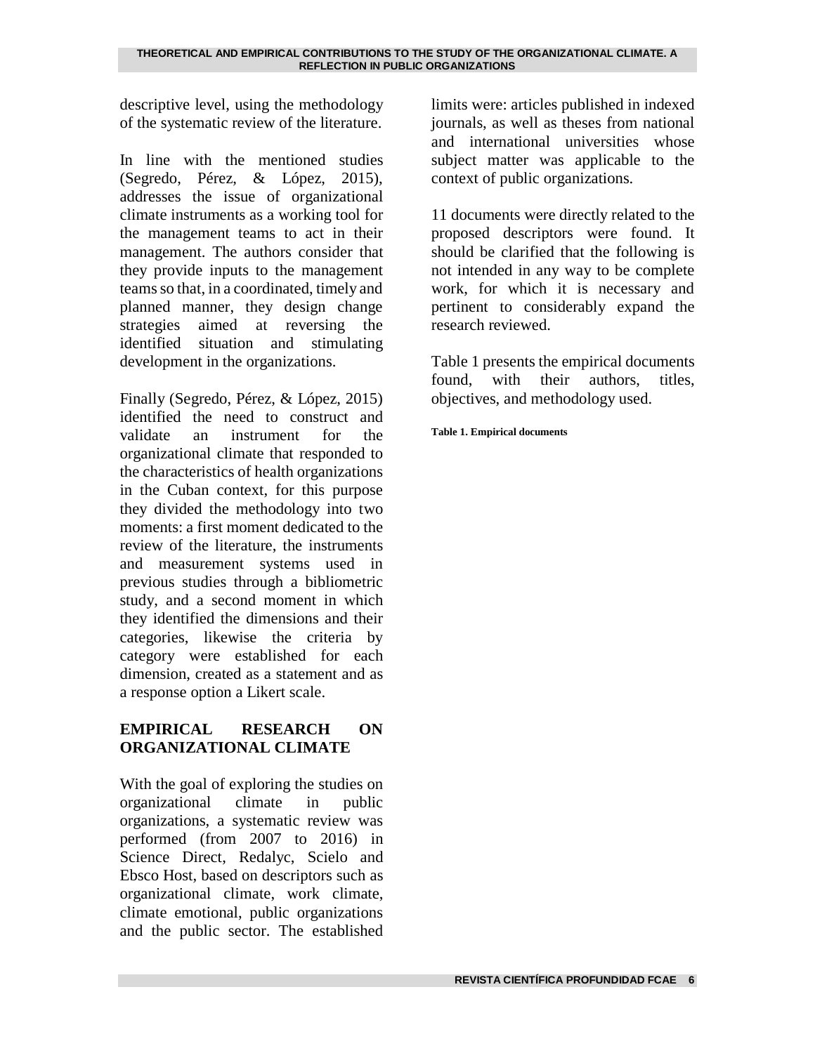descriptive level, using the methodology of the systematic review of the literature.

In line with the mentioned studies (Segredo, Pérez, & López, 2015), addresses the issue of organizational climate instruments as a working tool for the management teams to act in their management. The authors consider that they provide inputs to the management teams so that, in a coordinated, timely and planned manner, they design change strategies aimed at reversing the identified situation and stimulating development in the organizations.

Finally (Segredo, Pérez, & López, 2015) identified the need to construct and validate an instrument for the organizational climate that responded to the characteristics of health organizations in the Cuban context, for this purpose they divided the methodology into two moments: a first moment dedicated to the review of the literature, the instruments and measurement systems used in previous studies through a bibliometric study, and a second moment in which they identified the dimensions and their categories, likewise the criteria by category were established for each dimension, created as a statement and as a response option a Likert scale.

## EMPIRICAL RESEARCH ON ORGANIZATIONAL CLIMATE

With the goal of exploring the studies on organizational climate in public organizations, a systematic review was performed (from 2007 to 2016) in Science Direct, Redalyc, Scielo and Ebsco Host, based on descriptors such as organizational climate, work climate, climate emotional, public organizations and the public sector. The established limits were: articles published in indexed journals, as well as theses from national and international universities whose subject matter was applicable to the context of public organizations.

11 documents were directly related to the proposed descriptors were found. It should be clarified that the following is not intended in any way to be complete work, for which it is necessary and pertinent to considerably expand the research reviewed.

Table 1 presents the empirical documents found, with their authors, titles, objectives, and methodology used.

**Table 1. Empirical documents**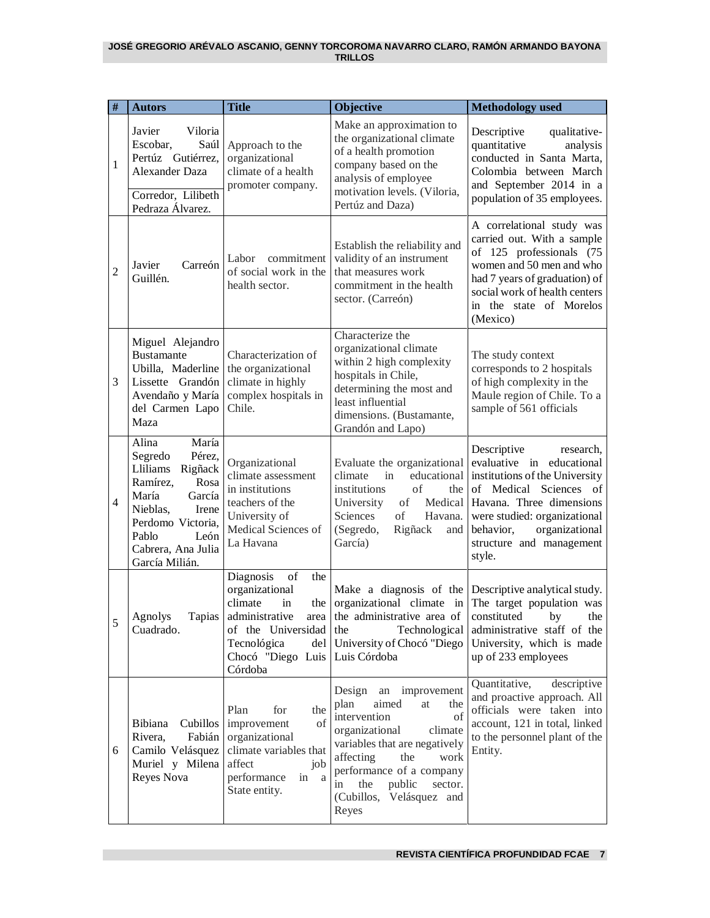| # | Autors | Title | Objective | Methodology used |
|---|---|---|---|---|
| 1 | Javier Viloria Escobar, Saúl Pertúz Gutiérrez, Alexander Daza Corredor, Lilibeth Pedraza Álvarez. | Approach to the organizational climate of a health promoter company. | Make an approximation to the organizational climate of a health promotion company based on the analysis of employee motivation levels. (Viloria, Pertúz and Daza) | Descriptive qualitative-quantitative analysis conducted in Santa Marta, Colombia between March and September 2014 in a population of 35 employees. |
| 2 | Javier Carreón Guillén. | Labor commitment of social work in the health sector. | Establish the reliability and validity of an instrument that measures work commitment in the health sector. (Carreón) | A correlational study was carried out. With a sample of 125 professionals (75 women and 50 men and who had 7 years of graduation) of social work of health centers in the state of Morelos (Mexico) |
| 3 | Miguel Alejandro Bustamante Ubilla, Maderline Lissette Grandón Avendaño y María del Carmen Lapo Maza | Characterization of the organizational climate in highly complex hospitals in Chile. | Characterize the organizational climate within 2 high complexity hospitals in Chile, determining the most and least influential dimensions. (Bustamante, Grandón and Lapo) | The study context corresponds to 2 hospitals of high complexity in the Maule region of Chile. To a sample of 561 officials |
| 4 | Alina María Segredo Pérez, Lliliams Rigñack Ramírez, Rosa María García Nieblas, Irene Perdomo Victoria, Pablo León Cabrera, Ana Julia García Milián. | Organizational climate assessment in institutions teachers of the University of Medical Sciences of La Havana | Evaluate the organizational climate in educational institutions of the University of Medical Sciences of Havana. (Segredo, Rigñack and García) | Descriptive research, evaluative in educational institutions of the University of Medical Sciences of Havana. Three dimensions were studied: organizational behavior, organizational structure and management style. |
| 5 | Agnolys Tapias Cuadrado. | Diagnosis of the organizational climate in the administrative area of the Universidad Tecnológica del Chocó "Diego Luis Córdoba | Make a diagnosis of the organizational climate in the administrative area of the Technological University of Chocó "Diego Luis Córdoba | Descriptive analytical study. The target population was constituted by the administrative staff of the University, which is made up of 233 employees |
| 6 | Bibiana Cubillos Rivera, Fabián Camilo Velásquez Muriel y Milena Reyes Nova | Plan for the improvement of organizational climate variables that affect job performance in a State entity. | Design an improvement plan aimed at the intervention of organizational climate variables that are negatively affecting the work performance of a company in the public sector. (Cubillos, Velásquez and Reyes | Quantitative, descriptive and proactive approach. All officials were taken into account, 121 in total, linked to the personnel plant of the Entity. |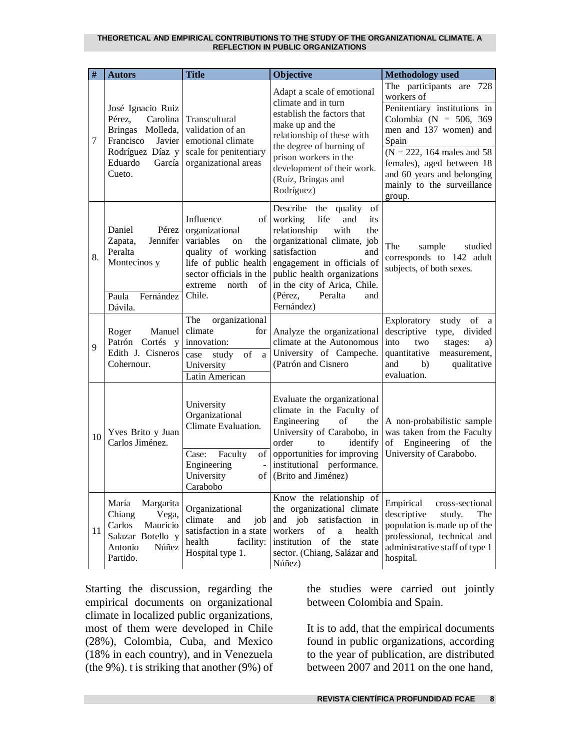| # | Autors | Title | Objective | Methodology used |
|---|---|---|---|---|
| 7 | José Ignacio Ruiz Pérez, Carolina Bringas Molleda, Francisco Javier Rodríguez Díaz y Eduardo García Cueto. | Transcultural validation of an emotional climate scale for penitentiary organizational areas | Adapt a scale of emotional climate and in turn establish the factors that make up and the relationship of these with the degree of burning of prison workers in the development of their work. (Ruíz, Bringas and Rodríguez) | The participants are 728 workers of Penitentiary institutions in Colombia (N = 506, 369 men and 137 women) and Spain (N = 222, 164 males and 58 females), aged between 18 and 60 years and belonging mainly to the surveillance group. |
| 8. | Daniel Pérez Zapata, Jennifer Peralta Montecinos y Paula Fernández Dávila. | Influence of organizational variables on the quality of working life of public health sector officials in the extreme north of Chile. | Describe the quality of working life and its relationship with the organizational climate, job satisfaction and engagement in officials of public health organizations in the city of Arica, Chile. (Pérez, Peralta and Fernández) | The sample studied corresponds to 142 adult subjects, of both sexes. |
| 9 | Roger Manuel Patrón Cortés y Edith J. Cisneros Cohernour. | The organizational climate for innovation: case study of a University Latin American | Analyze the organizational climate at the Autonomous University of Campeche. (Patrón and Cisnero | Exploratory study of a descriptive type, divided into two stages: a) quantitative measurement, and b) qualitative evaluation. |
| 10 | Yves Brito y Juan Carlos Jiménez. | University Organizational Climate Evaluation. Case: Faculty of Engineering - University of Carabobo | Evaluate the organizational climate in the Faculty of Engineering of the University of Carabobo, in order to identify opportunities for improving institutional performance. (Brito and Jiménez) | A non-probabilistic sample was taken from the Faculty of Engineering of the University of Carabobo. |
| 11 | María Margarita Chiang Vega, Carlos Mauricio Salazar Botello y Antonio Núñez Partido. | Organizational climate and job satisfaction in a state health facility: Hospital type 1. | Know the relationship of the organizational climate and job satisfaction in workers of a health institution of the state sector. (Chiang, Salázar and Núñez) | Empirical cross-sectional descriptive study. The population is made up of the professional, technical and administrative staff of type 1 hospital. |

Starting the discussion, regarding the empirical documents on organizational climate in localized public organizations, most of them were developed in Chile (28%), Colombia, Cuba, and Mexico (18% in each country), and in Venezuela (the 9%). t is striking that another (9%) of the studies were carried out jointly between Colombia and Spain.

It is to add, that the empirical documents found in public organizations, according to the year of publication, are distributed between 2007 and 2011 on the one hand,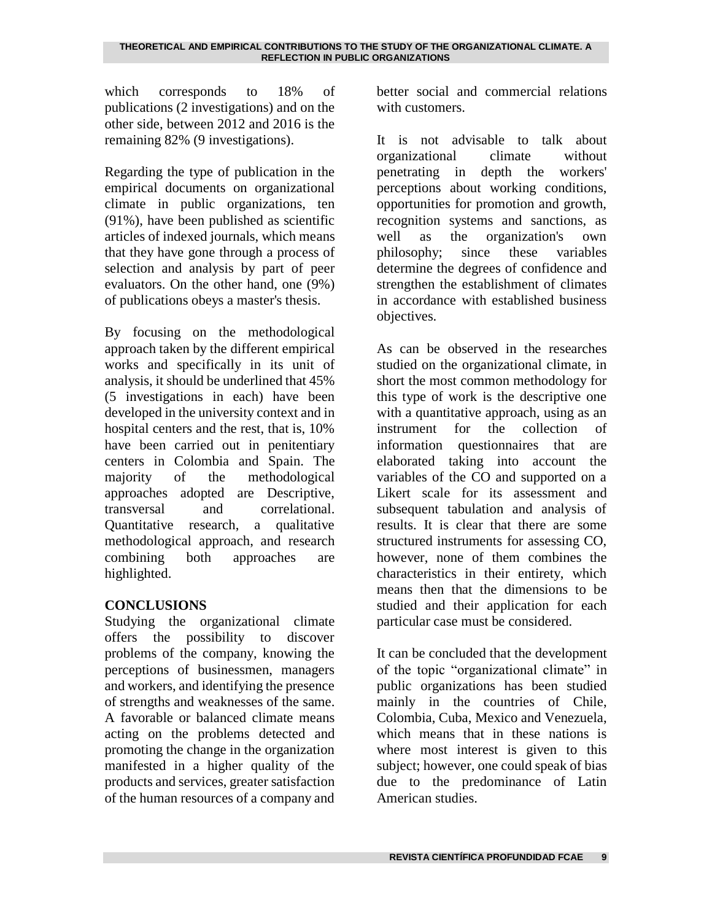which corresponds to 18% of publications (2 investigations) and on the other side, between 2012 and 2016 is the remaining 82% (9 investigations).

Regarding the type of publication in the empirical documents on organizational climate in public organizations, ten (91%), have been published as scientific articles of indexed journals, which means that they have gone through a process of selection and analysis by part of peer evaluators. On the other hand, one (9%) of publications obeys a master's thesis.

By focusing on the methodological approach taken by the different empirical works and specifically in its unit of analysis, it should be underlined that 45% (5 investigations in each) have been developed in the university context and in hospital centers and the rest, that is, 10% have been carried out in penitentiary centers in Colombia and Spain. The majority of the methodological approaches adopted are Descriptive, transversal and correlational. Quantitative research, a qualitative methodological approach, and research combining both approaches are highlighted.

## CONCLUSIONS

Studying the organizational climate offers the possibility to discover problems of the company, knowing the perceptions of businessmen, managers and workers, and identifying the presence of strengths and weaknesses of the same. A favorable or balanced climate means acting on the problems detected and promoting the change in the organization manifested in a higher quality of the products and services, greater satisfaction of the human resources of a company and better social and commercial relations with customers.

It is not advisable to talk about organizational climate without penetrating in depth the workers' perceptions about working conditions, opportunities for promotion and growth, recognition systems and sanctions, as well as the organization's own philosophy; since these variables determine the degrees of confidence and strengthen the establishment of climates in accordance with established business objectives.

As can be observed in the researches studied on the organizational climate, in short the most common methodology for this type of work is the descriptive one with a quantitative approach, using as an instrument for the collection of information questionnaires that are elaborated taking into account the variables of the CO and supported on a Likert scale for its assessment and subsequent tabulation and analysis of results. It is clear that there are some structured instruments for assessing CO, however, none of them combines the characteristics in their entirety, which means then that the dimensions to be studied and their application for each particular case must be considered.

It can be concluded that the development of the topic "organizational climate" in public organizations has been studied mainly in the countries of Chile, Colombia, Cuba, Mexico and Venezuela, which means that in these nations is where most interest is given to this subject; however, one could speak of bias due to the predominance of Latin American studies.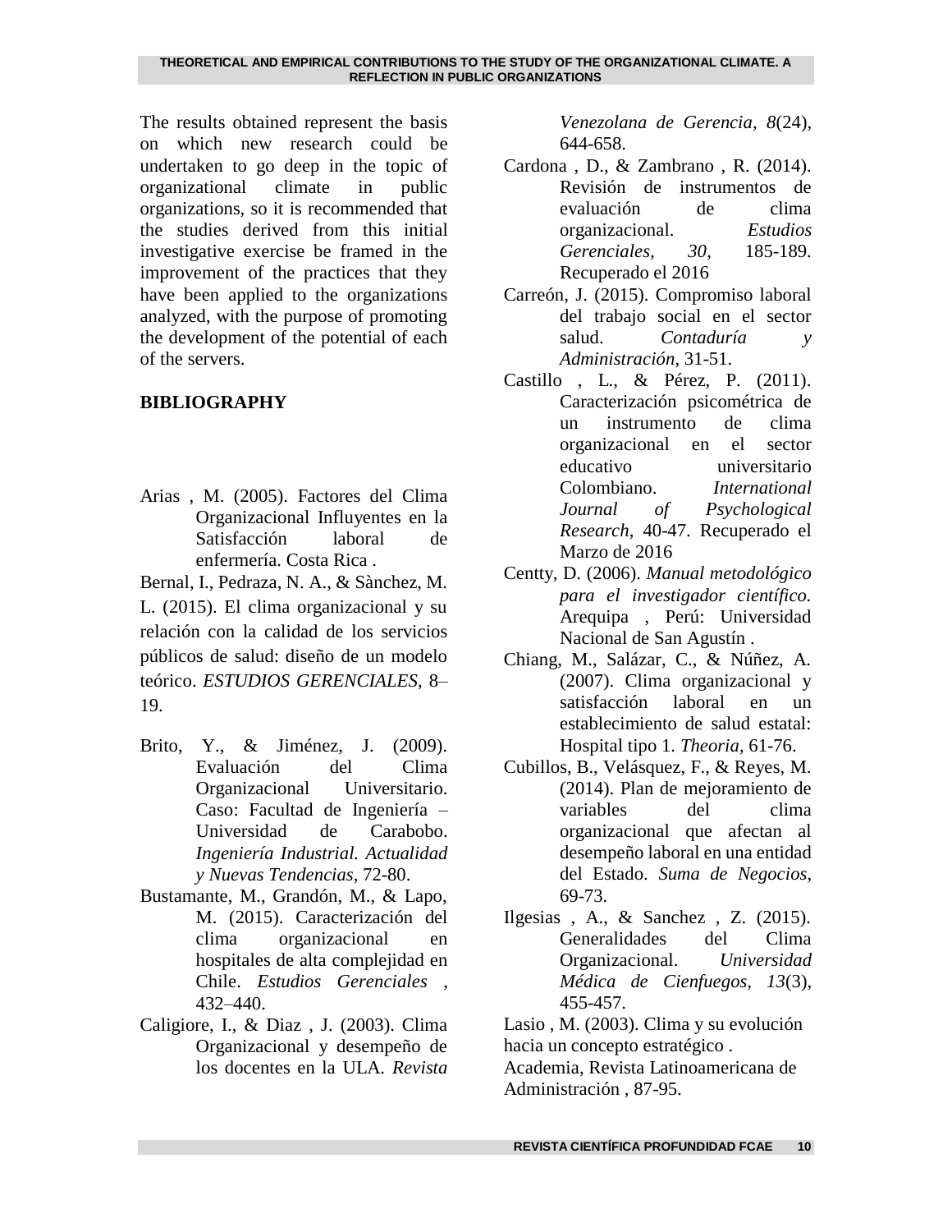The results obtained represent the basis on which new research could be undertaken to go deep in the topic of organizational climate in public organizations, so it is recommended that the studies derived from this initial investigative exercise be framed in the improvement of the practices that they have been applied to the organizations analyzed, with the purpose of promoting the development of the potential of each of the servers.

## BIBLIOGRAPHY

Arias , M. (2005). Factores del Clima Organizacional Influyentes en la Satisfacción laboral de enfermería. Costa Rica .

Bernal, I., Pedraza, N. A., & Sànchez, M. L. (2015). El clima organizacional y su relación con la calidad de los servicios públicos de salud: diseño de un modelo teórico. *ESTUDIOS GERENCIALES*, 8–19.

Brito, Y., & Jiménez, J. (2009). Evaluación del Clima Organizacional Universitario. Caso: Facultad de Ingeniería – Universidad de Carabobo. *Ingeniería Industrial. Actualidad y Nuevas Tendencias*, 72-80.

Bustamante, M., Grandón, M., & Lapo, M. (2015). Caracterización del clima organizacional en hospitales de alta complejidad en Chile. *Estudios Gerenciales* , 432–440.

Caligiore, I., & Diaz , J. (2003). Clima Organizacional y desempeño de los docentes en la ULA. *Revista Venezolana de Gerencia*, *8*(24), 644-658.

Cardona , D., & Zambrano , R. (2014). Revisión de instrumentos de evaluación de clima organizacional. *Estudios Gerenciales, 30*, 185-189. Recuperado el 2016

Carreón, J. (2015). Compromiso laboral del trabajo social en el sector salud. *Contaduría y Administración*, 31-51.

Castillo , L., & Pérez, P. (2011). Caracterización psicométrica de un instrumento de clima organizacional en el sector educativo universitario Colombiano. *International Journal of Psychological Research*, 40-47. Recuperado el Marzo de 2016

Centty, D. (2006). *Manual metodológico para el investigador científico.* Arequipa , Perú: Universidad Nacional de San Agustín .

Chiang, M., Salázar, C., & Núñez, A. (2007). Clima organizacional y satisfacción laboral en un establecimiento de salud estatal: Hospital tipo 1. *Theoria*, 61-76.

Cubillos, B., Velásquez, F., & Reyes, M. (2014). Plan de mejoramiento de variables del clima organizacional que afectan al desempeño laboral en una entidad del Estado. *Suma de Negocios*, 69-73.

Ilgesias , A., & Sanchez , Z. (2015). Generalidades del Clima Organizacional. *Universidad Médica de Cienfuegos*, *13*(3), 455-457.

Lasio , M. (2003). Clima y su evolución hacia un concepto estratégico . Academia, Revista Latinoamericana de Administración , 87-95.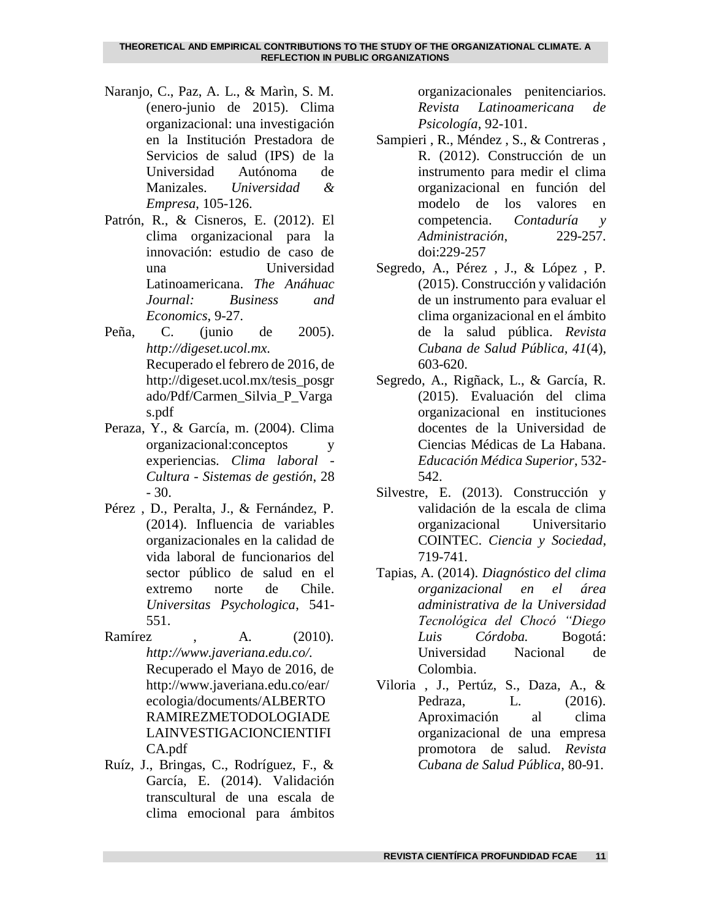Naranjo, C., Paz, A. L., & Marìn, S. M. (enero-junio de 2015). Clima organizacional: una investigación en la Institución Prestadora de Servicios de salud (IPS) de la Universidad Autónoma de Manizales. *Universidad & Empresa*, 105-126.

Patrón, R., & Cisneros, E. (2012). El clima organizacional para la innovación: estudio de caso de una Universidad Latinoamericana. *The Anáhuac Journal: Business and Economics*, 9-27.

Peña, C. (junio de 2005). *http://digeset.ucol.mx.* Recuperado el febrero de 2016, de http://digeset.ucol.mx/tesis_posgrado/Pdf/Carmen_Silvia_P_Vargas.pdf

Peraza, Y., & García, m. (2004). Clima organizacional:conceptos y experiencias. *Clima laboral - Cultura - Sistemas de gestión*, 28 - 30.

Pérez , D., Peralta, J., & Fernández, P. (2014). Influencia de variables organizacionales en la calidad de vida laboral de funcionarios del sector público de salud en el extremo norte de Chile. *Universitas Psychologica*, 541-551.

Ramírez , A. (2010). *http://www.javeriana.edu.co/.* Recuperado el Mayo de 2016, de http://www.javeriana.edu.co/ear/ecologia/documents/ALBERTORAMIREZMETODOLOGIADELAINVESTIGACIONCIENTIFICA.pdf

Ruíz, J., Bringas, C., Rodríguez, F., & García, E. (2014). Validación transcultural de una escala de clima emocional para ámbitos organizacionales penitenciarios. *Revista Latinoamericana de Psicología*, 92-101.

Sampieri , R., Méndez , S., & Contreras , R. (2012). Construcción de un instrumento para medir el clima organizacional en función del modelo de los valores en competencia. *Contaduría y Administración*, 229-257. doi:229-257

Segredo, A., Pérez , J., & López , P. (2015). Construcción y validación de un instrumento para evaluar el clima organizacional en el ámbito de la salud pública. *Revista Cubana de Salud Pública*, *41*(4), 603-620.

Segredo, A., Rigñack, L., & García, R. (2015). Evaluación del clima organizacional en instituciones docentes de la Universidad de Ciencias Médicas de La Habana. *Educación Médica Superior*, 532-542.

Silvestre, E. (2013). Construcción y validación de la escala de clima organizacional Universitario COINTEC. *Ciencia y Sociedad*, 719-741.

Tapias, A. (2014). *Diagnóstico del clima organizacional en el área administrativa de la Universidad Tecnológica del Chocó "Diego Luis Córdoba.* Bogotá: Universidad Nacional de Colombia.

Viloria , J., Pertúz, S., Daza, A., & Pedraza, L. (2016). Aproximación al clima organizacional de una empresa promotora de salud. *Revista Cubana de Salud Pública*, 80-91.